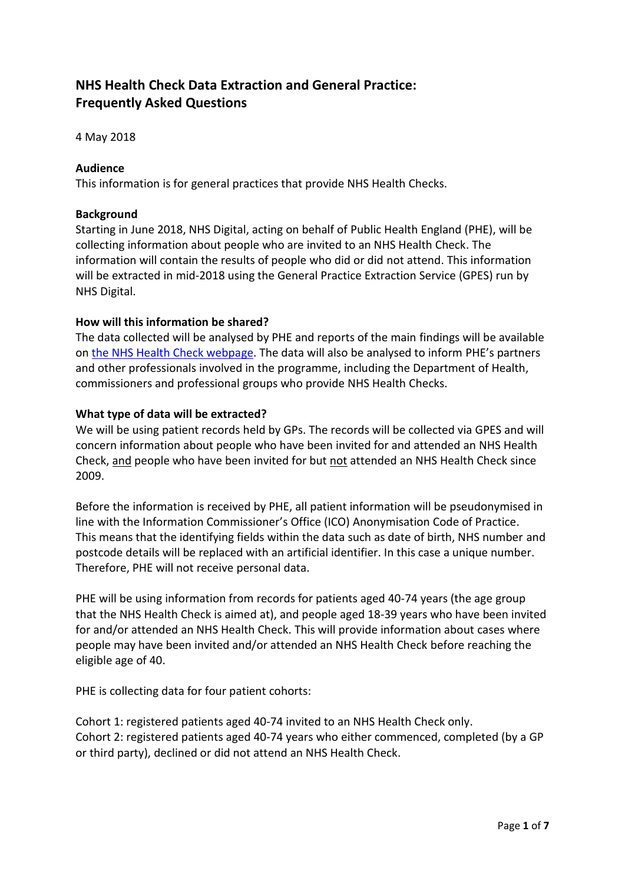# NHS Health Check Data Extraction and General Practice: Frequently Asked Questions

4 May 2018

**Audience**
This information is for general practices that provide NHS Health Checks.

**Background**
Starting in June 2018, NHS Digital, acting on behalf of Public Health England (PHE), will be collecting information about people who are invited to an NHS Health Check. The information will contain the results of people who did or did not attend. This information will be extracted in mid-2018 using the General Practice Extraction Service (GPES) run by NHS Digital.

**How will this information be shared?**
The data collected will be analysed by PHE and reports of the main findings will be available on [the NHS Health Check webpage](). The data will also be analysed to inform PHE's partners and other professionals involved in the programme, including the Department of Health, commissioners and professional groups who provide NHS Health Checks.

**What type of data will be extracted?**
We will be using patient records held by GPs. The records will be collected via GPES and will concern information about people who have been invited for and attended an NHS Health Check, <u>and</u> people who have been invited for but <u>not</u> attended an NHS Health Check since 2009.

Before the information is received by PHE, all patient information will be pseudonymised in line with the Information Commissioner's Office (ICO) Anonymisation Code of Practice. This means that the identifying fields within the data such as date of birth, NHS number and postcode details will be replaced with an artificial identifier. In this case a unique number. Therefore, PHE will not receive personal data.

PHE will be using information from records for patients aged 40-74 years (the age group that the NHS Health Check is aimed at), and people aged 18-39 years who have been invited for and/or attended an NHS Health Check. This will provide information about cases where people may have been invited and/or attended an NHS Health Check before reaching the eligible age of 40.

PHE is collecting data for four patient cohorts:

Cohort 1: registered patients aged 40-74 invited to an NHS Health Check only.
Cohort 2: registered patients aged 40-74 years who either commenced, completed (by a GP or third party), declined or did not attend an NHS Health Check.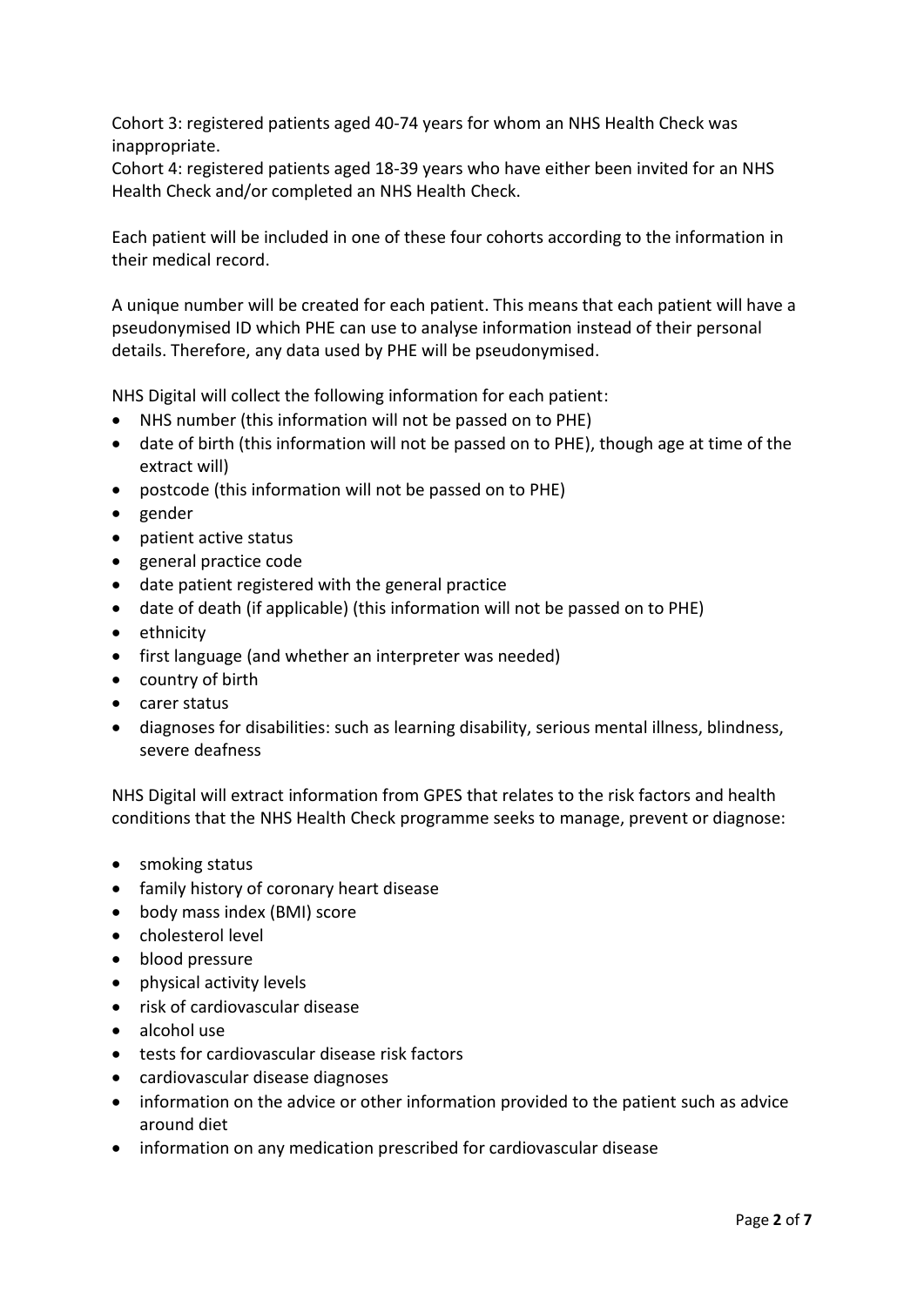Cohort 3: registered patients aged 40-74 years for whom an NHS Health Check was inappropriate.
Cohort 4: registered patients aged 18-39 years who have either been invited for an NHS Health Check and/or completed an NHS Health Check.

Each patient will be included in one of these four cohorts according to the information in their medical record.

A unique number will be created for each patient. This means that each patient will have a pseudonymised ID which PHE can use to analyse information instead of their personal details. Therefore, any data used by PHE will be pseudonymised.

NHS Digital will collect the following information for each patient:

- NHS number (this information will not be passed on to PHE)
- date of birth (this information will not be passed on to PHE), though age at time of the extract will)
- postcode (this information will not be passed on to PHE)
- gender
- patient active status
- general practice code
- date patient registered with the general practice
- date of death (if applicable) (this information will not be passed on to PHE)
- ethnicity
- first language (and whether an interpreter was needed)
- country of birth
- carer status
- diagnoses for disabilities: such as learning disability, serious mental illness, blindness, severe deafness

NHS Digital will extract information from GPES that relates to the risk factors and health conditions that the NHS Health Check programme seeks to manage, prevent or diagnose:

- smoking status
- family history of coronary heart disease
- body mass index (BMI) score
- cholesterol level
- blood pressure
- physical activity levels
- risk of cardiovascular disease
- alcohol use
- tests for cardiovascular disease risk factors
- cardiovascular disease diagnoses
- information on the advice or other information provided to the patient such as advice around diet
- information on any medication prescribed for cardiovascular disease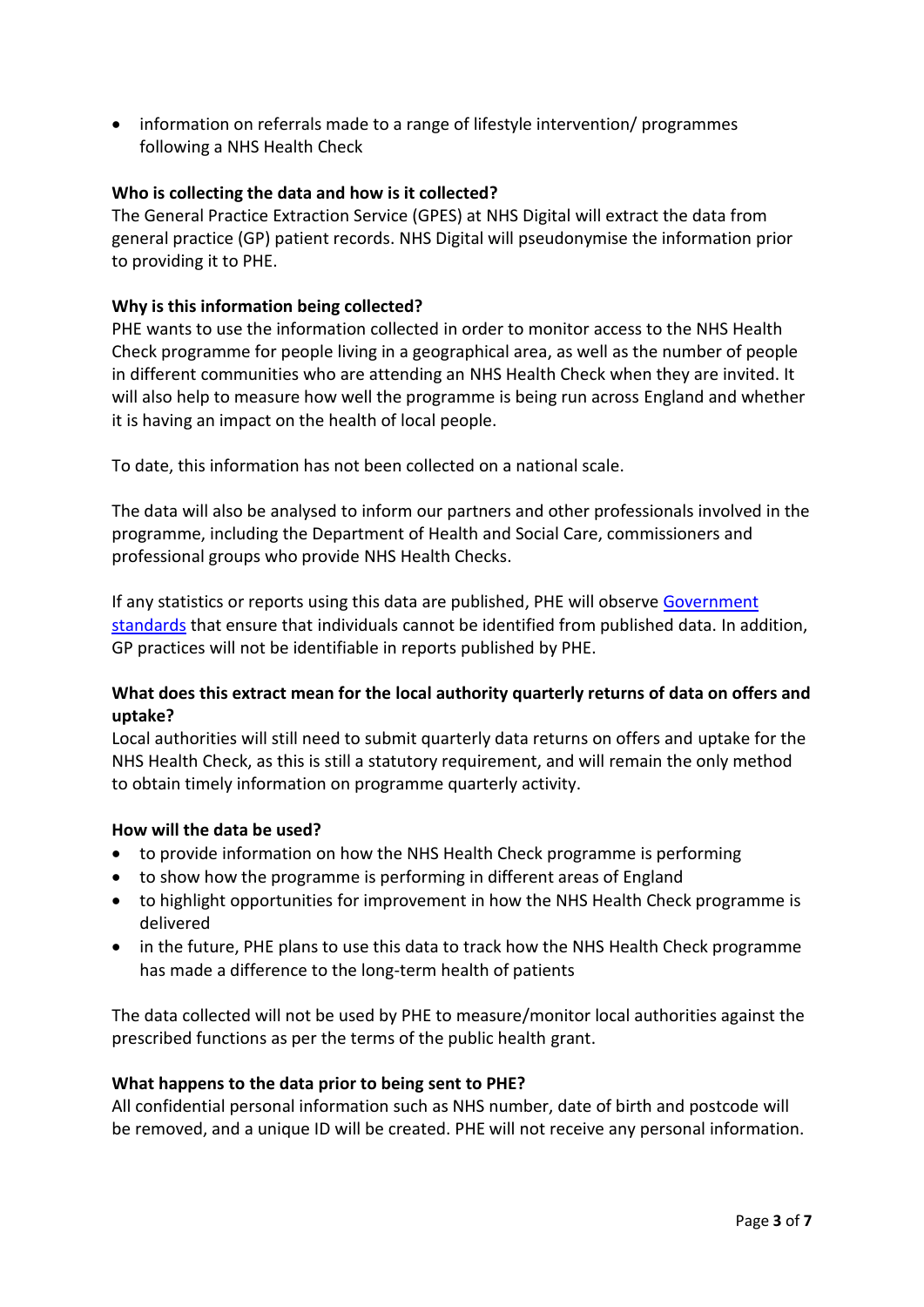- information on referrals made to a range of lifestyle intervention/ programmes following a NHS Health Check

**Who is collecting the data and how is it collected?**

The General Practice Extraction Service (GPES) at NHS Digital will extract the data from general practice (GP) patient records. NHS Digital will pseudonymise the information prior to providing it to PHE.

**Why is this information being collected?**

PHE wants to use the information collected in order to monitor access to the NHS Health Check programme for people living in a geographical area, as well as the number of people in different communities who are attending an NHS Health Check when they are invited. It will also help to measure how well the programme is being run across England and whether it is having an impact on the health of local people.

To date, this information has not been collected on a national scale.

The data will also be analysed to inform our partners and other professionals involved in the programme, including the Department of Health and Social Care, commissioners and professional groups who provide NHS Health Checks.

If any statistics or reports using this data are published, PHE will observe [Government standards] that ensure that individuals cannot be identified from published data. In addition, GP practices will not be identifiable in reports published by PHE.

**What does this extract mean for the local authority quarterly returns of data on offers and uptake?**

Local authorities will still need to submit quarterly data returns on offers and uptake for the NHS Health Check, as this is still a statutory requirement, and will remain the only method to obtain timely information on programme quarterly activity.

**How will the data be used?**

- to provide information on how the NHS Health Check programme is performing
- to show how the programme is performing in different areas of England
- to highlight opportunities for improvement in how the NHS Health Check programme is delivered
- in the future, PHE plans to use this data to track how the NHS Health Check programme has made a difference to the long-term health of patients

The data collected will not be used by PHE to measure/monitor local authorities against the prescribed functions as per the terms of the public health grant.

**What happens to the data prior to being sent to PHE?**

All confidential personal information such as NHS number, date of birth and postcode will be removed, and a unique ID will be created. PHE will not receive any personal information.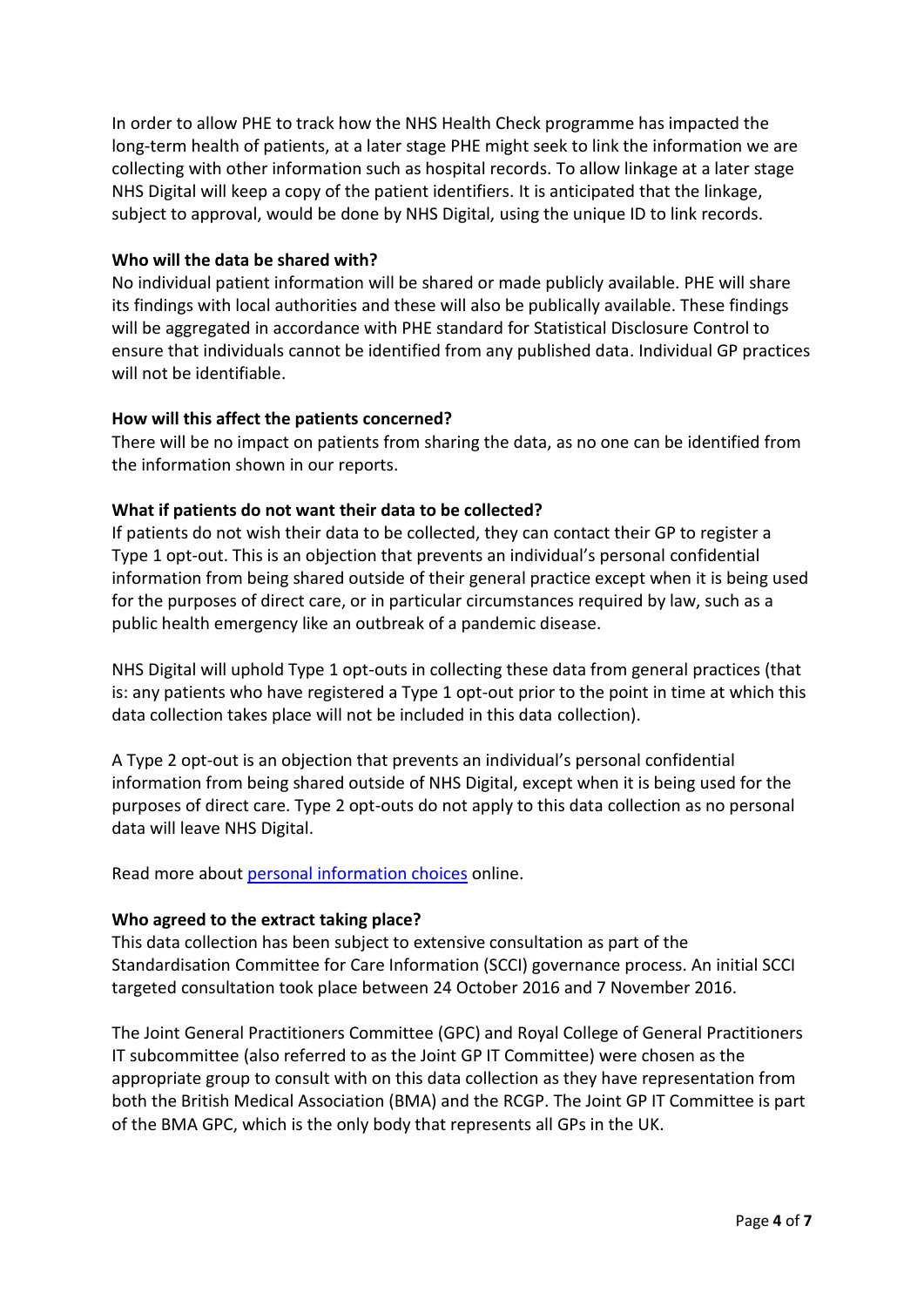In order to allow PHE to track how the NHS Health Check programme has impacted the long-term health of patients, at a later stage PHE might seek to link the information we are collecting with other information such as hospital records. To allow linkage at a later stage NHS Digital will keep a copy of the patient identifiers. It is anticipated that the linkage, subject to approval, would be done by NHS Digital, using the unique ID to link records.

**Who will the data be shared with?**
No individual patient information will be shared or made publicly available. PHE will share its findings with local authorities and these will also be publically available. These findings will be aggregated in accordance with PHE standard for Statistical Disclosure Control to ensure that individuals cannot be identified from any published data. Individual GP practices will not be identifiable.

**How will this affect the patients concerned?**
There will be no impact on patients from sharing the data, as no one can be identified from the information shown in our reports.

**What if patients do not want their data to be collected?**
If patients do not wish their data to be collected, they can contact their GP to register a Type 1 opt-out. This is an objection that prevents an individual's personal confidential information from being shared outside of their general practice except when it is being used for the purposes of direct care, or in particular circumstances required by law, such as a public health emergency like an outbreak of a pandemic disease.

NHS Digital will uphold Type 1 opt-outs in collecting these data from general practices (that is: any patients who have registered a Type 1 opt-out prior to the point in time at which this data collection takes place will not be included in this data collection).

A Type 2 opt-out is an objection that prevents an individual's personal confidential information from being shared outside of NHS Digital, except when it is being used for the purposes of direct care. Type 2 opt-outs do not apply to this data collection as no personal data will leave NHS Digital.

Read more about [personal information choices]() online.

**Who agreed to the extract taking place?**
This data collection has been subject to extensive consultation as part of the Standardisation Committee for Care Information (SCCI) governance process. An initial SCCI targeted consultation took place between 24 October 2016 and 7 November 2016.

The Joint General Practitioners Committee (GPC) and Royal College of General Practitioners IT subcommittee (also referred to as the Joint GP IT Committee) were chosen as the appropriate group to consult with on this data collection as they have representation from both the British Medical Association (BMA) and the RCGP. The Joint GP IT Committee is part of the BMA GPC, which is the only body that represents all GPs in the UK.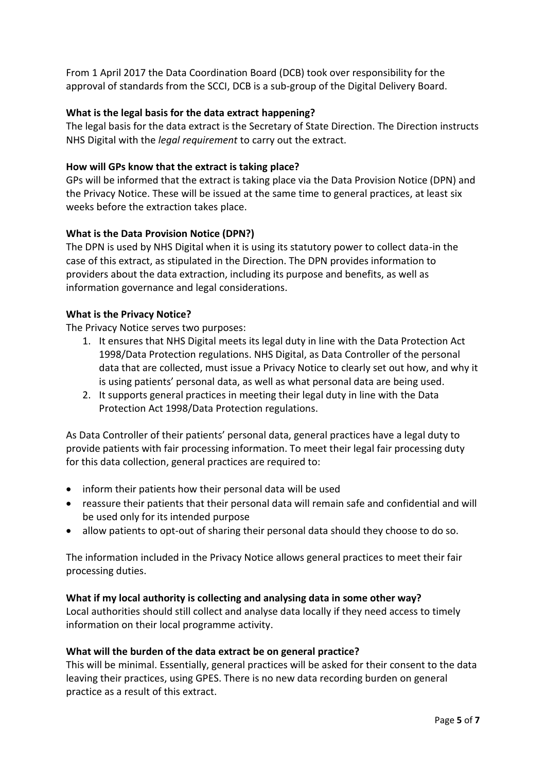From 1 April 2017 the Data Coordination Board (DCB) took over responsibility for the approval of standards from the SCCI, DCB is a sub-group of the Digital Delivery Board.

**What is the legal basis for the data extract happening?**

The legal basis for the data extract is the Secretary of State Direction. The Direction instructs NHS Digital with the *legal requirement* to carry out the extract.

**How will GPs know that the extract is taking place?**

GPs will be informed that the extract is taking place via the Data Provision Notice (DPN) and the Privacy Notice. These will be issued at the same time to general practices, at least six weeks before the extraction takes place.

**What is the Data Provision Notice (DPN?)**

The DPN is used by NHS Digital when it is using its statutory power to collect data-in the case of this extract, as stipulated in the Direction. The DPN provides information to providers about the data extraction, including its purpose and benefits, as well as information governance and legal considerations.

**What is the Privacy Notice?**

The Privacy Notice serves two purposes:

1. It ensures that NHS Digital meets its legal duty in line with the Data Protection Act 1998/Data Protection regulations. NHS Digital, as Data Controller of the personal data that are collected, must issue a Privacy Notice to clearly set out how, and why it is using patients' personal data, as well as what personal data are being used.
2. It supports general practices in meeting their legal duty in line with the Data Protection Act 1998/Data Protection regulations.

As Data Controller of their patients' personal data, general practices have a legal duty to provide patients with fair processing information. To meet their legal fair processing duty for this data collection, general practices are required to:

- inform their patients how their personal data will be used
- reassure their patients that their personal data will remain safe and confidential and will be used only for its intended purpose
- allow patients to opt-out of sharing their personal data should they choose to do so.

The information included in the Privacy Notice allows general practices to meet their fair processing duties.

**What if my local authority is collecting and analysing data in some other way?**

Local authorities should still collect and analyse data locally if they need access to timely information on their local programme activity.

**What will the burden of the data extract be on general practice?**

This will be minimal. Essentially, general practices will be asked for their consent to the data leaving their practices, using GPES. There is no new data recording burden on general practice as a result of this extract.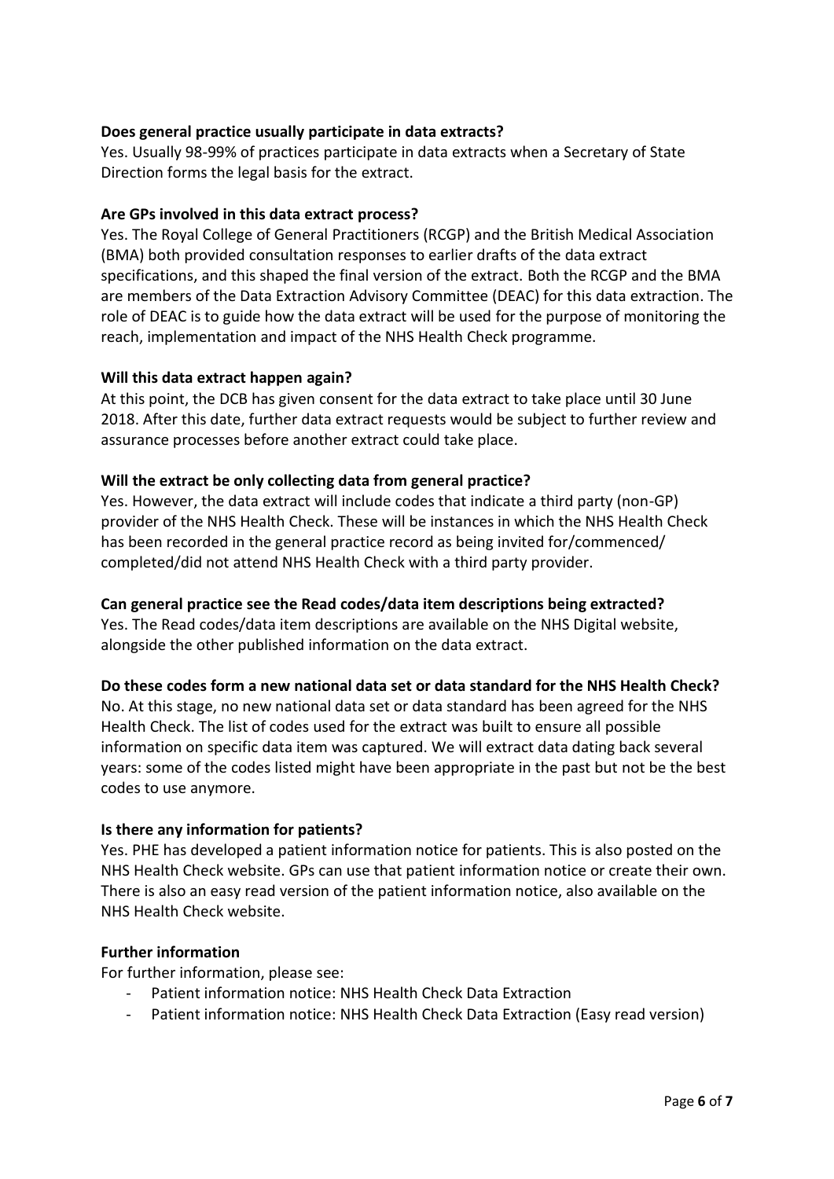**Does general practice usually participate in data extracts?**

Yes. Usually 98-99% of practices participate in data extracts when a Secretary of State Direction forms the legal basis for the extract.

**Are GPs involved in this data extract process?**

Yes. The Royal College of General Practitioners (RCGP) and the British Medical Association (BMA) both provided consultation responses to earlier drafts of the data extract specifications, and this shaped the final version of the extract. Both the RCGP and the BMA are members of the Data Extraction Advisory Committee (DEAC) for this data extraction. The role of DEAC is to guide how the data extract will be used for the purpose of monitoring the reach, implementation and impact of the NHS Health Check programme.

**Will this data extract happen again?**

At this point, the DCB has given consent for the data extract to take place until 30 June 2018. After this date, further data extract requests would be subject to further review and assurance processes before another extract could take place.

**Will the extract be only collecting data from general practice?**

Yes. However, the data extract will include codes that indicate a third party (non-GP) provider of the NHS Health Check. These will be instances in which the NHS Health Check has been recorded in the general practice record as being invited for/commenced/ completed/did not attend NHS Health Check with a third party provider.

**Can general practice see the Read codes/data item descriptions being extracted?**

Yes. The Read codes/data item descriptions are available on the NHS Digital website, alongside the other published information on the data extract.

**Do these codes form a new national data set or data standard for the NHS Health Check?**

No. At this stage, no new national data set or data standard has been agreed for the NHS Health Check. The list of codes used for the extract was built to ensure all possible information on specific data item was captured. We will extract data dating back several years: some of the codes listed might have been appropriate in the past but not be the best codes to use anymore.

**Is there any information for patients?**

Yes. PHE has developed a patient information notice for patients. This is also posted on the NHS Health Check website. GPs can use that patient information notice or create their own. There is also an easy read version of the patient information notice, also available on the NHS Health Check website.

**Further information**

For further information, please see:

- Patient information notice: NHS Health Check Data Extraction
- Patient information notice: NHS Health Check Data Extraction (Easy read version)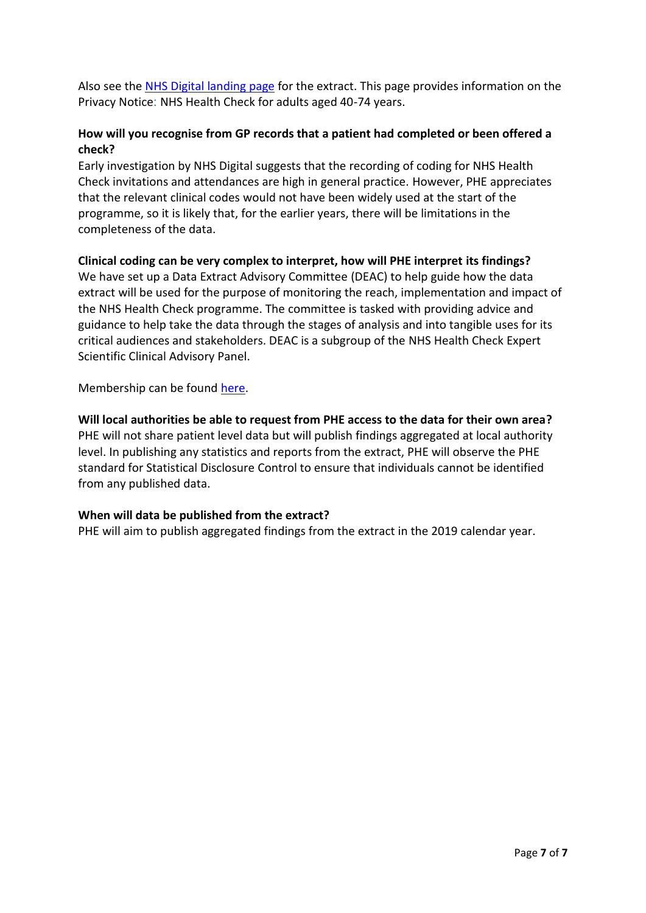Also see the NHS Digital landing page for the extract. This page provides information on the Privacy Notice: NHS Health Check for adults aged 40-74 years.

**How will you recognise from GP records that a patient had completed or been offered a check?**

Early investigation by NHS Digital suggests that the recording of coding for NHS Health Check invitations and attendances are high in general practice. However, PHE appreciates that the relevant clinical codes would not have been widely used at the start of the programme, so it is likely that, for the earlier years, there will be limitations in the completeness of the data.

**Clinical coding can be very complex to interpret, how will PHE interpret its findings?**

We have set up a Data Extract Advisory Committee (DEAC) to help guide how the data extract will be used for the purpose of monitoring the reach, implementation and impact of the NHS Health Check programme. The committee is tasked with providing advice and guidance to help take the data through the stages of analysis and into tangible uses for its critical audiences and stakeholders. DEAC is a subgroup of the NHS Health Check Expert Scientific Clinical Advisory Panel.

Membership can be found here.

**Will local authorities be able to request from PHE access to the data for their own area?**

PHE will not share patient level data but will publish findings aggregated at local authority level. In publishing any statistics and reports from the extract, PHE will observe the PHE standard for Statistical Disclosure Control to ensure that individuals cannot be identified from any published data.

**When will data be published from the extract?**

PHE will aim to publish aggregated findings from the extract in the 2019 calendar year.